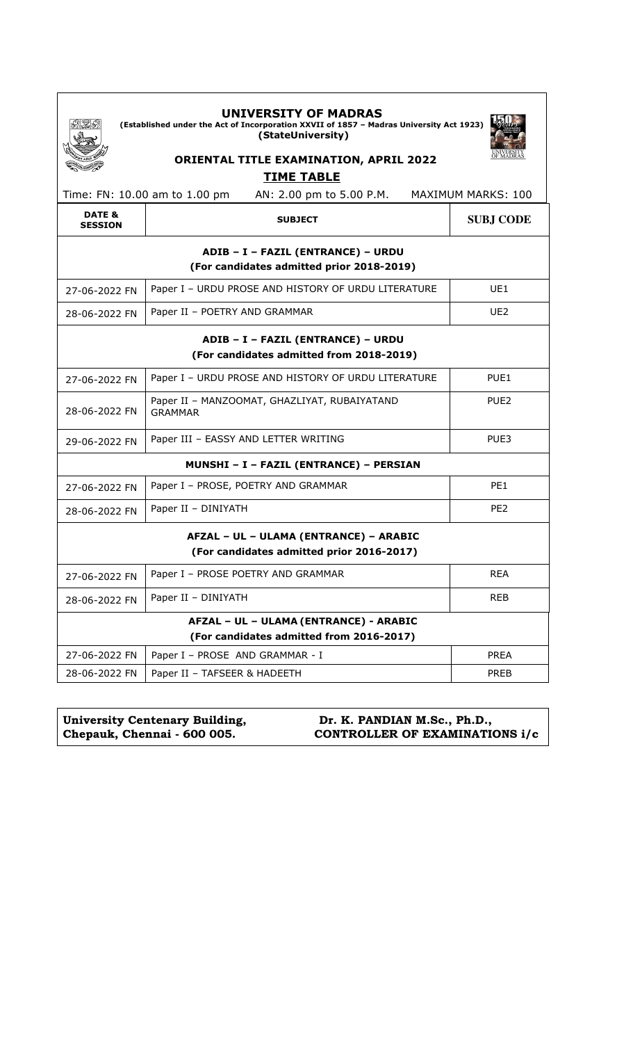# UNIVERSITY OF MADRAS

**(Established under the Act of Incorporation XXVII of 1857 – Madras University Act 1923)**
**(StateUniversity)**

## ORIENTAL TITLE EXAMINATION, APRIL 2022

## TIME TABLE

Time: FN: 10.00 am to 1.00 pm   AN: 2.00 pm to 5.00 P.M.   MAXIMUM MARKS: 100

| DATE & SESSION | SUBJECT | SUBJ CODE |
|---|---|---|
| **ADIB – I – FAZIL (ENTRANCE) – URDU (For candidates admitted prior 2018-2019)** | | |
| 27-06-2022 FN | Paper I – URDU PROSE AND HISTORY OF URDU LITERATURE | UE1 |
| 28-06-2022 FN | Paper II – POETRY AND GRAMMAR | UE2 |
| **ADIB – I – FAZIL (ENTRANCE) – URDU (For candidates admitted from 2018-2019)** | | |
| 27-06-2022 FN | Paper I – URDU PROSE AND HISTORY OF URDU LITERATURE | PUE1 |
| 28-06-2022 FN | Paper II – MANZOOMAT, GHAZLIYAT, RUBAIYATAND GRAMMAR | PUE2 |
| 29-06-2022 FN | Paper III – EASSY AND LETTER WRITING | PUE3 |
| **MUNSHI – I – FAZIL (ENTRANCE) – PERSIAN** | | |
| 27-06-2022 FN | Paper I – PROSE, POETRY AND GRAMMAR | PE1 |
| 28-06-2022 FN | Paper II – DINIYATH | PE2 |
| **AFZAL – UL – ULAMA (ENTRANCE) – ARABIC (For candidates admitted prior 2016-2017)** | | |
| 27-06-2022 FN | Paper I – PROSE POETRY AND GRAMMAR | REA |
| 28-06-2022 FN | Paper II – DINIYATH | REB |
| **AFZAL – UL – ULAMA (ENTRANCE) - ARABIC (For candidates admitted from 2016-2017)** | | |
| 27-06-2022 FN | Paper I – PROSE AND GRAMMAR - I | PREA |
| 28-06-2022 FN | Paper II – TAFSEER & HADEETH | PREB |

**University Centenary Building,**
**Chepauk, Chennai - 600 005.**

**Dr. K. PANDIAN M.Sc., Ph.D.,**
**CONTROLLER OF EXAMINATIONS i/c**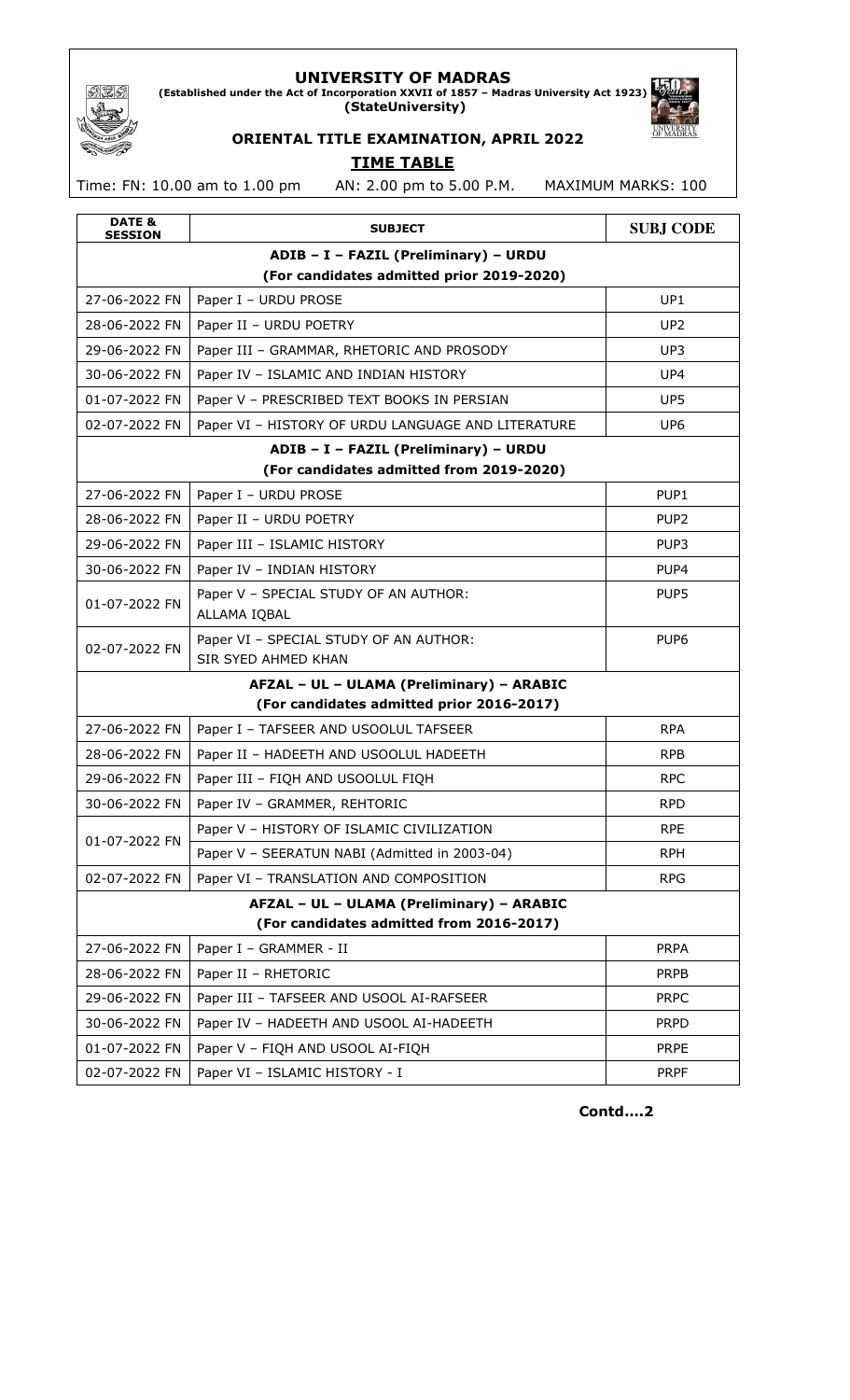# UNIVERSITY OF MADRAS

**(Established under the Act of Incorporation XXVII of 1857 – Madras University Act 1923)**
**(StateUniversity)**

## ORIENTAL TITLE EXAMINATION, APRIL 2022

## TIME TABLE

Time: FN: 10.00 am to 1.00 pm  AN: 2.00 pm to 5.00 P.M.  MAXIMUM MARKS: 100

| DATE & SESSION | SUBJECT | SUBJ CODE |
|---|---|---|
| **ADIB – I – FAZIL (Preliminary) – URDU (For candidates admitted prior 2019-2020)** | | |
| 27-06-2022 FN | Paper I – URDU PROSE | UP1 |
| 28-06-2022 FN | Paper II – URDU POETRY | UP2 |
| 29-06-2022 FN | Paper III – GRAMMAR, RHETORIC AND PROSODY | UP3 |
| 30-06-2022 FN | Paper IV – ISLAMIC AND INDIAN HISTORY | UP4 |
| 01-07-2022 FN | Paper V – PRESCRIBED TEXT BOOKS IN PERSIAN | UP5 |
| 02-07-2022 FN | Paper VI – HISTORY OF URDU LANGUAGE AND LITERATURE | UP6 |
| **ADIB – I – FAZIL (Preliminary) – URDU (For candidates admitted from 2019-2020)** | | |
| 27-06-2022 FN | Paper I – URDU PROSE | PUP1 |
| 28-06-2022 FN | Paper II – URDU POETRY | PUP2 |
| 29-06-2022 FN | Paper III – ISLAMIC HISTORY | PUP3 |
| 30-06-2022 FN | Paper IV – INDIAN HISTORY | PUP4 |
| 01-07-2022 FN | Paper V – SPECIAL STUDY OF AN AUTHOR: ALLAMA IQBAL | PUP5 |
| 02-07-2022 FN | Paper VI – SPECIAL STUDY OF AN AUTHOR: SIR SYED AHMED KHAN | PUP6 |
| **AFZAL – UL – ULAMA (Preliminary) – ARABIC (For candidates admitted prior 2016-2017)** | | |
| 27-06-2022 FN | Paper I – TAFSEER AND USOOLUL TAFSEER | RPA |
| 28-06-2022 FN | Paper II – HADEETH AND USOOLUL HADEETH | RPB |
| 29-06-2022 FN | Paper III – FIQH AND USOOLUL FIQH | RPC |
| 30-06-2022 FN | Paper IV – GRAMMER, REHTORIC | RPD |
| 01-07-2022 FN | Paper V – HISTORY OF ISLAMIC CIVILIZATION | RPE |
| | Paper V – SEERATUN NABI (Admitted in 2003-04) | RPH |
| 02-07-2022 FN | Paper VI – TRANSLATION AND COMPOSITION | RPG |
| **AFZAL – UL – ULAMA (Preliminary) – ARABIC (For candidates admitted from 2016-2017)** | | |
| 27-06-2022 FN | Paper I – GRAMMER - II | PRPA |
| 28-06-2022 FN | Paper II – RHETORIC | PRPB |
| 29-06-2022 FN | Paper III – TAFSEER AND USOOL AI-RAFSEER | PRPC |
| 30-06-2022 FN | Paper IV – HADEETH AND USOOL AI-HADEETH | PRPD |
| 01-07-2022 FN | Paper V – FIQH AND USOOL AI-FIQH | PRPE |
| 02-07-2022 FN | Paper VI – ISLAMIC HISTORY - I | PRPF |

**Contd….2**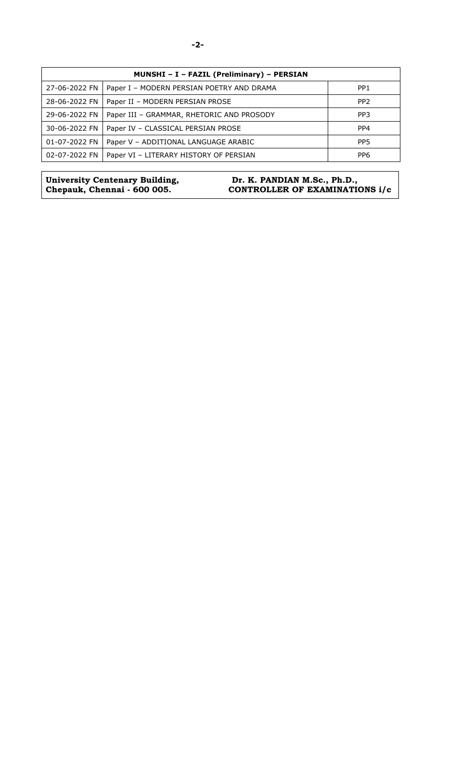| MUNSHI – I – FAZIL (Preliminary) – PERSIAN | | |
|---|---|---|
| 27-06-2022 FN | Paper I – MODERN PERSIAN POETRY AND DRAMA | PP1 |
| 28-06-2022 FN | Paper II – MODERN PERSIAN PROSE | PP2 |
| 29-06-2022 FN | Paper III – GRAMMAR, RHETORIC AND PROSODY | PP3 |
| 30-06-2022 FN | Paper IV – CLASSICAL PERSIAN PROSE | PP4 |
| 01-07-2022 FN | Paper V – ADDITIONAL LANGUAGE ARABIC | PP5 |
| 02-07-2022 FN | Paper VI – LITERARY HISTORY OF PERSIAN | PP6 |

**University Centenary Building,**
**Chepauk, Chennai - 600 005.**

**Dr. K. PANDIAN M.Sc., Ph.D.,**
**CONTROLLER OF EXAMINATIONS i/c**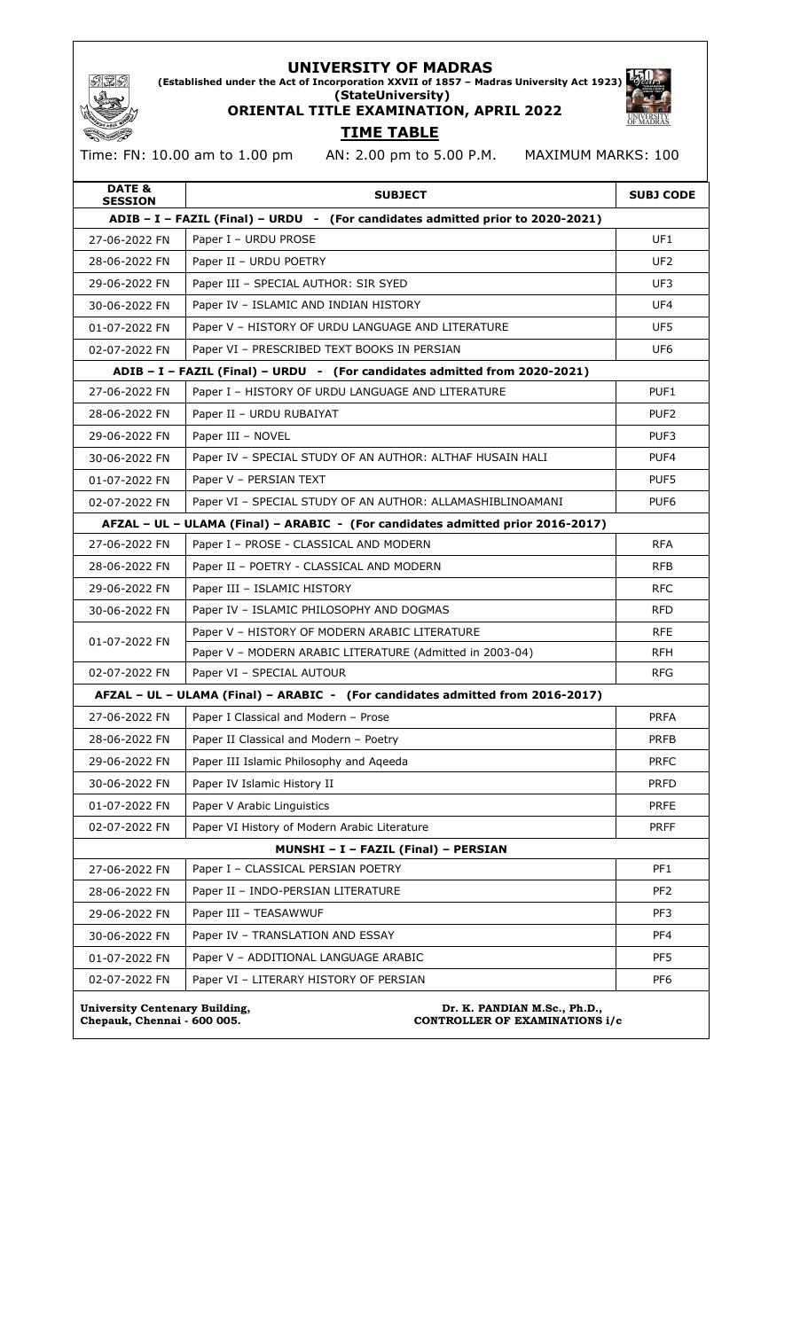# UNIVERSITY OF MADRAS

**(Established under the Act of Incorporation XXVII of 1857 – Madras University Act 1923)**

**(StateUniversity)**

## ORIENTAL TITLE EXAMINATION, APRIL 2022

## TIME TABLE

Time: FN: 10.00 am to 1.00 pm AN: 2.00 pm to 5.00 P.M. MAXIMUM MARKS: 100

| DATE & SESSION | SUBJECT | SUBJ CODE |
|---|---|---|
| **ADIB – I – FAZIL (Final) – URDU - (For candidates admitted prior to 2020-2021)** | | |
| 27-06-2022 FN | Paper I – URDU PROSE | UF1 |
| 28-06-2022 FN | Paper II – URDU POETRY | UF2 |
| 29-06-2022 FN | Paper III – SPECIAL AUTHOR: SIR SYED | UF3 |
| 30-06-2022 FN | Paper IV – ISLAMIC AND INDIAN HISTORY | UF4 |
| 01-07-2022 FN | Paper V – HISTORY OF URDU LANGUAGE AND LITERATURE | UF5 |
| 02-07-2022 FN | Paper VI – PRESCRIBED TEXT BOOKS IN PERSIAN | UF6 |
| **ADIB – I – FAZIL (Final) – URDU - (For candidates admitted from 2020-2021)** | | |
| 27-06-2022 FN | Paper I – HISTORY OF URDU LANGUAGE AND LITERATURE | PUF1 |
| 28-06-2022 FN | Paper II – URDU RUBAIYAT | PUF2 |
| 29-06-2022 FN | Paper III – NOVEL | PUF3 |
| 30-06-2022 FN | Paper IV – SPECIAL STUDY OF AN AUTHOR: ALTHAF HUSAIN HALI | PUF4 |
| 01-07-2022 FN | Paper V – PERSIAN TEXT | PUF5 |
| 02-07-2022 FN | Paper VI – SPECIAL STUDY OF AN AUTHOR: ALLAMASHIBLINOAMANI | PUF6 |
| **AFZAL – UL – ULAMA (Final) – ARABIC - (For candidates admitted prior 2016-2017)** | | |
| 27-06-2022 FN | Paper I – PROSE - CLASSICAL AND MODERN | RFA |
| 28-06-2022 FN | Paper II – POETRY - CLASSICAL AND MODERN | RFB |
| 29-06-2022 FN | Paper III – ISLAMIC HISTORY | RFC |
| 30-06-2022 FN | Paper IV – ISLAMIC PHILOSOPHY AND DOGMAS | RFD |
| 01-07-2022 FN | Paper V – HISTORY OF MODERN ARABIC LITERATURE | RFE |
| | Paper V – MODERN ARABIC LITERATURE (Admitted in 2003-04) | RFH |
| 02-07-2022 FN | Paper VI – SPECIAL AUTOUR | RFG |
| **AFZAL – UL – ULAMA (Final) – ARABIC - (For candidates admitted from 2016-2017)** | | |
| 27-06-2022 FN | Paper I Classical and Modern – Prose | PRFA |
| 28-06-2022 FN | Paper II Classical and Modern – Poetry | PRFB |
| 29-06-2022 FN | Paper III Islamic Philosophy and Aqeeda | PRFC |
| 30-06-2022 FN | Paper IV Islamic History II | PRFD |
| 01-07-2022 FN | Paper V Arabic Linguistics | PRFE |
| 02-07-2022 FN | Paper VI History of Modern Arabic Literature | PRFF |
| **MUNSHI – I – FAZIL (Final) – PERSIAN** | | |
| 27-06-2022 FN | Paper I – CLASSICAL PERSIAN POETRY | PF1 |
| 28-06-2022 FN | Paper II – INDO-PERSIAN LITERATURE | PF2 |
| 29-06-2022 FN | Paper III – TEASAWWUF | PF3 |
| 30-06-2022 FN | Paper IV – TRANSLATION AND ESSAY | PF4 |
| 01-07-2022 FN | Paper V – ADDITIONAL LANGUAGE ARABIC | PF5 |
| 02-07-2022 FN | Paper VI – LITERARY HISTORY OF PERSIAN | PF6 |

**University Centenary Building,**
**Chepauk, Chennai - 600 005.**

**Dr. K. PANDIAN M.Sc., Ph.D.,**
**CONTROLLER OF EXAMINATIONS i/c**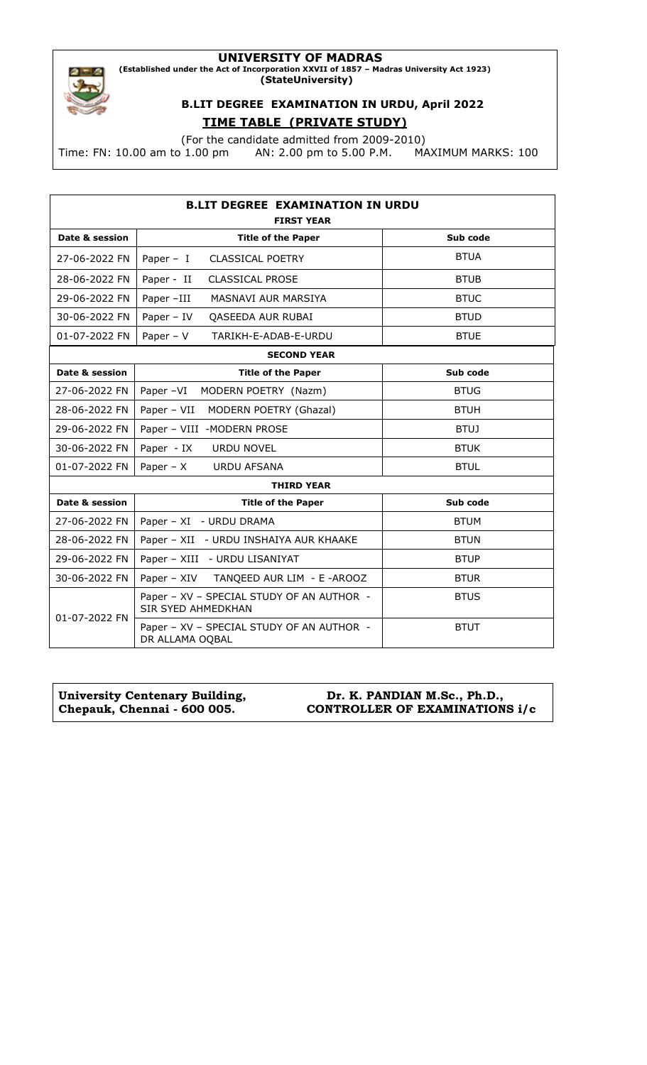# UNIVERSITY OF MADRAS

**(Established under the Act of Incorporation XXVII of 1857 – Madras University Act 1923)**
**(StateUniversity)**

## B.LIT DEGREE EXAMINATION IN URDU, April 2022

## TIME TABLE (PRIVATE STUDY)

(For the candidate admitted from 2009-2010)

Time: FN: 10.00 am to 1.00 pm  AN: 2.00 pm to 5.00 P.M.  MAXIMUM MARKS: 100

| B.LIT DEGREE EXAMINATION IN URDU | | |
|---|---|---|
| **FIRST YEAR** | | |
| **Date & session** | **Title of the Paper** | **Sub code** |
| 27-06-2022 FN | Paper – I CLASSICAL POETRY | BTUA |
| 28-06-2022 FN | Paper - II CLASSICAL PROSE | BTUB |
| 29-06-2022 FN | Paper –III MASNAVI AUR MARSIYA | BTUC |
| 30-06-2022 FN | Paper – IV QASEEDA AUR RUBAI | BTUD |
| 01-07-2022 FN | Paper – V TARIKH-E-ADAB-E-URDU | BTUE |
| **SECOND YEAR** | | |
| **Date & session** | **Title of the Paper** | **Sub code** |
| 27-06-2022 FN | Paper –VI MODERN POETRY (Nazm) | BTUG |
| 28-06-2022 FN | Paper – VII MODERN POETRY (Ghazal) | BTUH |
| 29-06-2022 FN | Paper – VIII -MODERN PROSE | BTUJ |
| 30-06-2022 FN | Paper - IX URDU NOVEL | BTUK |
| 01-07-2022 FN | Paper – X URDU AFSANA | BTUL |
| **THIRD YEAR** | | |
| **Date & session** | **Title of the Paper** | **Sub code** |
| 27-06-2022 FN | Paper – XI - URDU DRAMA | BTUM |
| 28-06-2022 FN | Paper – XII - URDU INSHAIYA AUR KHAAKE | BTUN |
| 29-06-2022 FN | Paper – XIII - URDU LISANIYAT | BTUP |
| 30-06-2022 FN | Paper – XIV TANQEED AUR LIM - E -AROOZ | BTUR |
| 01-07-2022 FN | Paper – XV – SPECIAL STUDY OF AN AUTHOR - SIR SYED AHMEDKHAN | BTUS |
| | Paper – XV – SPECIAL STUDY OF AN AUTHOR - DR ALLAMA OQBAL | BTUT |

**University Centenary Building,**
**Chepauk, Chennai - 600 005.**

**Dr. K. PANDIAN M.Sc., Ph.D.,**
**CONTROLLER OF EXAMINATIONS i/c**